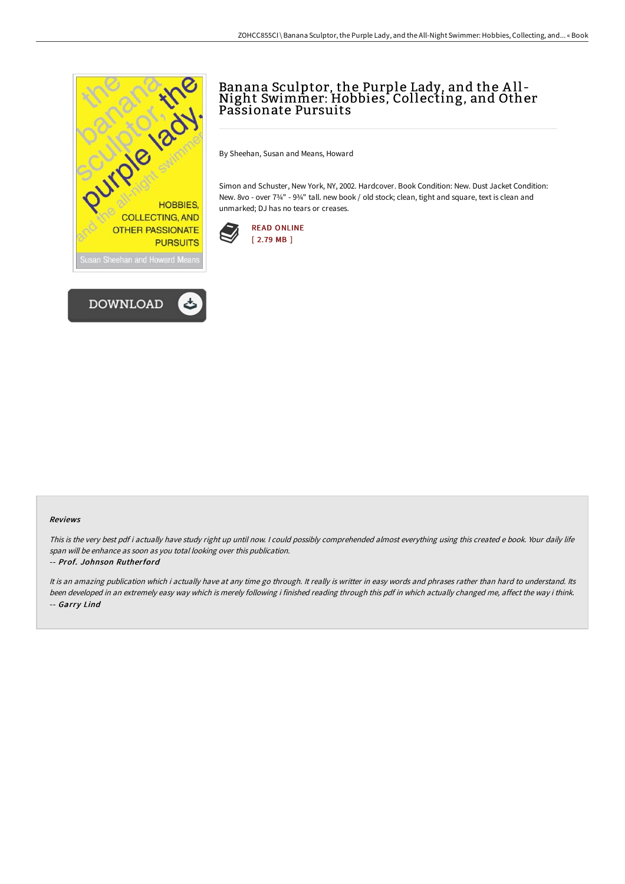# Banana Sculptor, the Purple Lady, and the All-Night Swimmer: Hobbies, Collecting, and Other Passionate Pursuits

By Sheehan, Susan and Means, Howard

Simon and Schuster, New York, NY, 2002. Hardcover. Book Condition: New. Dust Jacket Condition: New. 8vo - over 7¾" - 9¾" tall. new book / old stock; clean, tight and square, text is clean and unmarked; DJ has no tears or creases.

READ ONLINE
[ 2.79 MB ]

DOWNLOAD

#### Reviews

*This is the very best pdf i actually have study right up until now. I could possibly comprehended almost everything using this created e book. Your daily life span will be enhance as soon as you total looking over this publication.*

*-- Prof. Johnson Rutherford*

*It is an amazing publication which i actually have at any time go through. It really is writter in easy words and phrases rather than hard to understand. Its been developed in an extremely easy way which is merely following i finished reading through this pdf in which actually changed me, affect the way i think.*

*-- Garry Lind*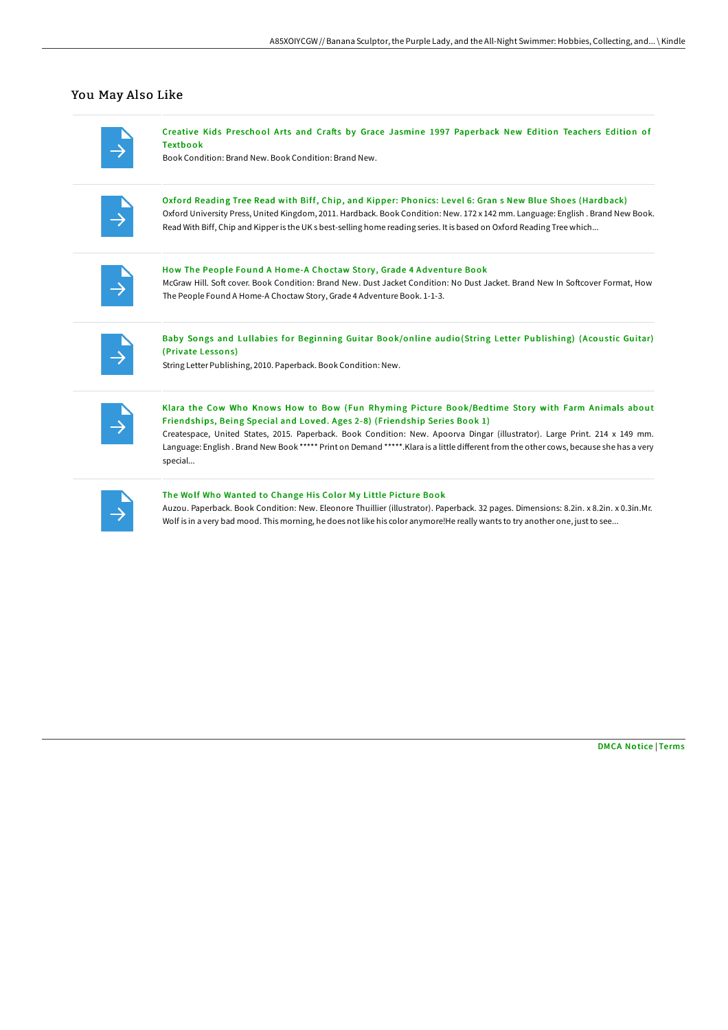## You May Also Like

**Creative Kids Preschool Arts and Crafts by Grace Jasmine 1997 Paperback New Edition Teachers Edition of Textbook**

Book Condition: Brand New. Book Condition: Brand New.

**Oxford Reading Tree Read with Biff, Chip, and Kipper: Phonics: Level 6: Gran s New Blue Shoes (Hardback)**

Oxford University Press, United Kingdom, 2011. Hardback. Book Condition: New. 172 x 142 mm. Language: English . Brand New Book. Read With Biff, Chip and Kipper is the UK s best-selling home reading series. It is based on Oxford Reading Tree which...

**How The People Found A Home-A Choctaw Story, Grade 4 Adventure Book**

McGraw Hill. Soft cover. Book Condition: Brand New. Dust Jacket Condition: No Dust Jacket. Brand New In Softcover Format, How The People Found A Home-A Choctaw Story, Grade 4 Adventure Book. 1-1-3.

**Baby Songs and Lullabies for Beginning Guitar Book/online audio(String Letter Publishing) (Acoustic Guitar) (Private Lessons)**

String Letter Publishing, 2010. Paperback. Book Condition: New.

**Klara the Cow Who Knows How to Bow (Fun Rhyming Picture Book/Bedtime Story with Farm Animals about Friendships, Being Special and Loved. Ages 2-8) (Friendship Series Book 1)**

Createspace, United States, 2015. Paperback. Book Condition: New. Apoorva Dingar (illustrator). Large Print. 214 x 149 mm. Language: English . Brand New Book ***** Print on Demand *****.Klara is a little different from the other cows, because she has a very special...

**The Wolf Who Wanted to Change His Color My Little Picture Book**

Auzou. Paperback. Book Condition: New. Eleonore Thuillier (illustrator). Paperback. 32 pages. Dimensions: 8.2in. x 8.2in. x 0.3in.Mr. Wolf is in a very bad mood. This morning, he does not like his color anymore!He really wants to try another one, just to see...